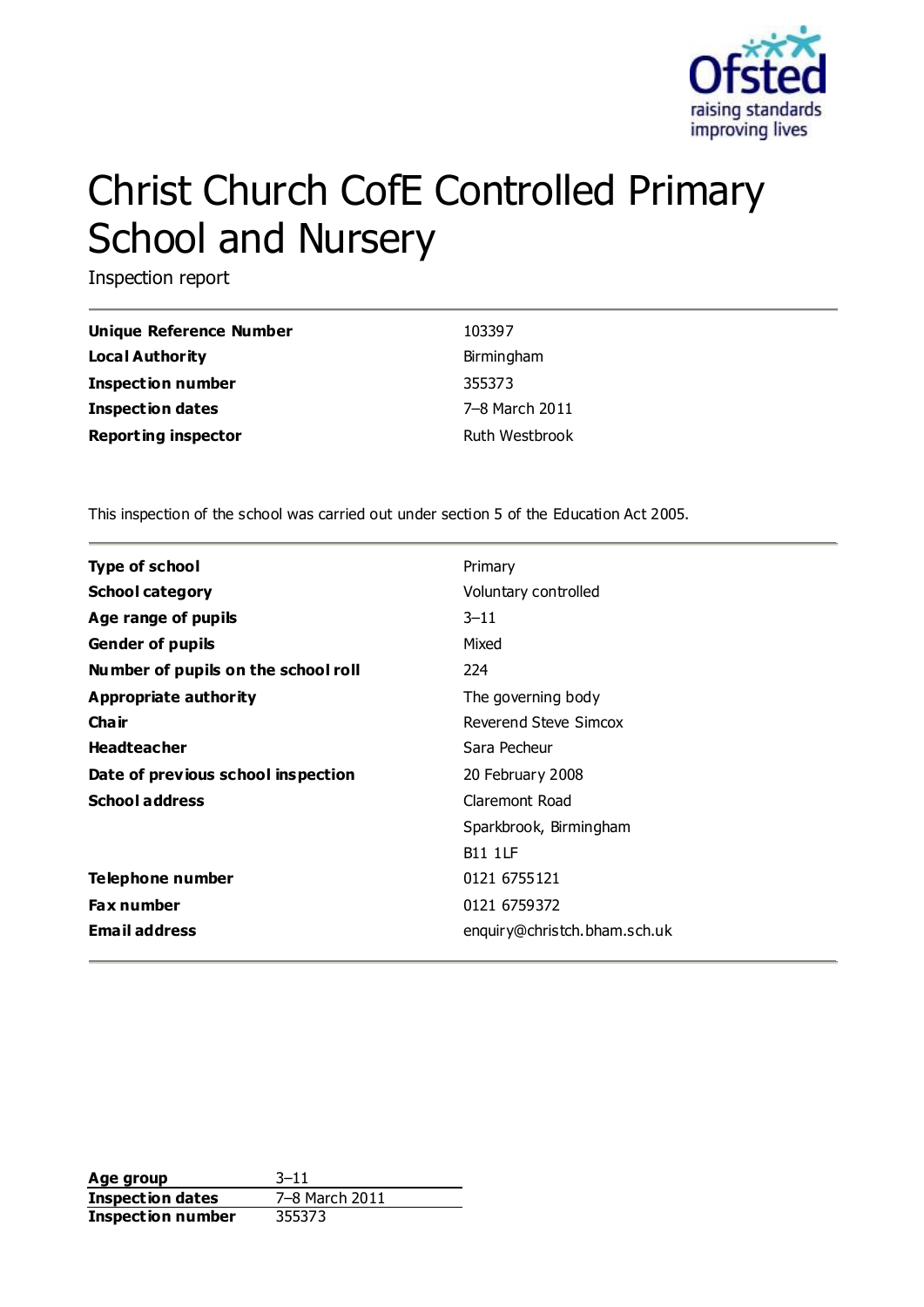Ofsted
raising standards
improving lives

# Christ Church CofE Controlled Primary School and Nursery

Inspection report

| | |
|---|---|
| **Unique Reference Number** | 103397 |
| **Local Authority** | Birmingham |
| **Inspection number** | 355373 |
| **Inspection dates** | 7–8 March 2011 |
| **Reporting inspector** | Ruth Westbrook |

This inspection of the school was carried out under section 5 of the Education Act 2005.

| | |
|---|---|
| **Type of school** | Primary |
| **School category** | Voluntary controlled |
| **Age range of pupils** | 3–11 |
| **Gender of pupils** | Mixed |
| **Number of pupils on the school roll** | 224 |
| **Appropriate authority** | The governing body |
| **Chair** | Reverend Steve Simcox |
| **Headteacher** | Sara Pecheur |
| **Date of previous school inspection** | 20 February 2008 |
| **School address** | Claremont Road<br>Sparkbrook, Birmingham<br>B11 1LF |
| **Telephone number** | 0121 6755121 |
| **Fax number** | 0121 6759372 |
| **Email address** | enquiry@christch.bham.sch.uk |

| | |
|---|---|
| **Age group** | 3–11 |
| **Inspection dates** | 7–8 March 2011 |
| **Inspection number** | 355373 |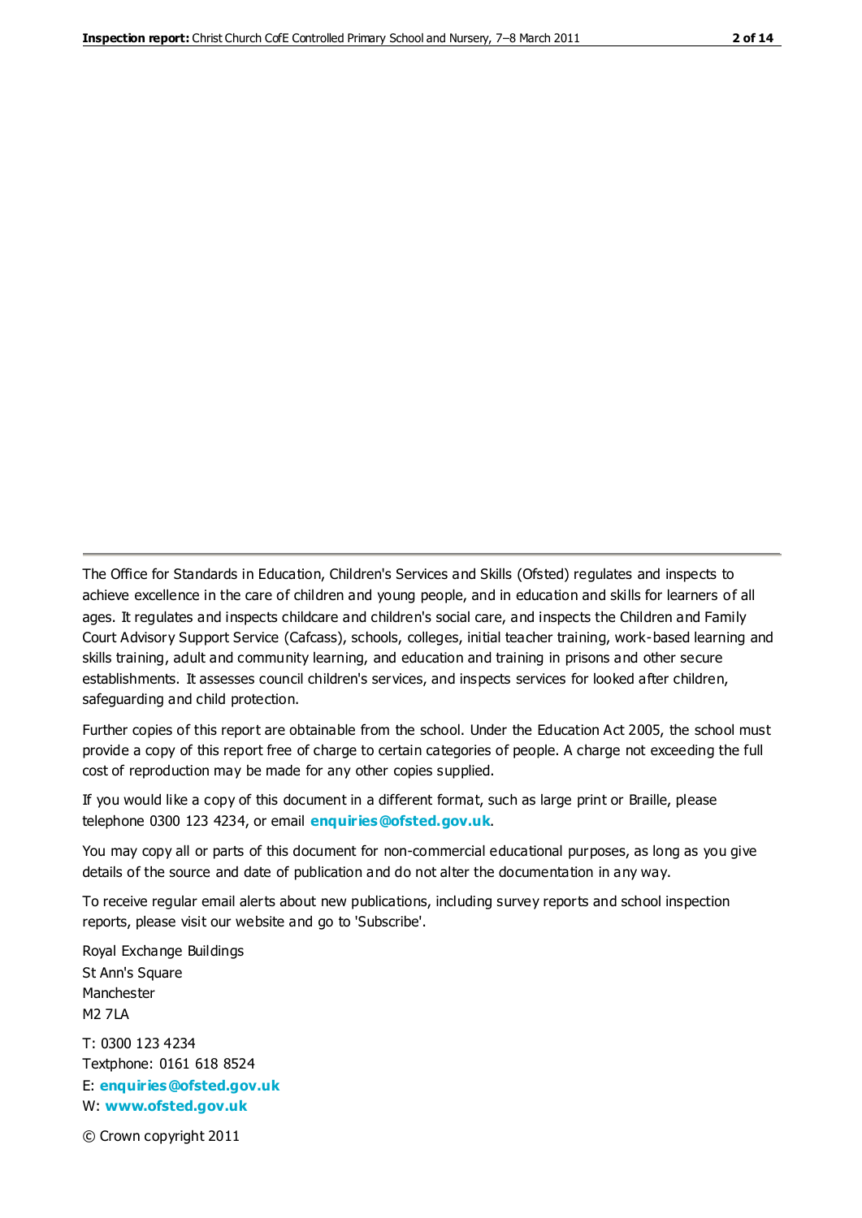The Office for Standards in Education, Children's Services and Skills (Ofsted) regulates and inspects to achieve excellence in the care of children and young people, and in education and skills for learners of all ages. It regulates and inspects childcare and children's social care, and inspects the Children and Family Court Advisory Support Service (Cafcass), schools, colleges, initial teacher training, work-based learning and skills training, adult and community learning, and education and training in prisons and other secure establishments. It assesses council children's services, and inspects services for looked after children, safeguarding and child protection.

Further copies of this report are obtainable from the school. Under the Education Act 2005, the school must provide a copy of this report free of charge to certain categories of people. A charge not exceeding the full cost of reproduction may be made for any other copies supplied.

If you would like a copy of this document in a different format, such as large print or Braille, please telephone 0300 123 4234, or email **enquiries@ofsted.gov.uk**.

You may copy all or parts of this document for non-commercial educational purposes, as long as you give details of the source and date of publication and do not alter the documentation in any way.

To receive regular email alerts about new publications, including survey reports and school inspection reports, please visit our website and go to 'Subscribe'.

Royal Exchange Buildings
St Ann's Square
Manchester
M2 7LA

T: 0300 123 4234
Textphone: 0161 618 8524
E: **enquiries@ofsted.gov.uk**
W: **www.ofsted.gov.uk**

© Crown copyright 2011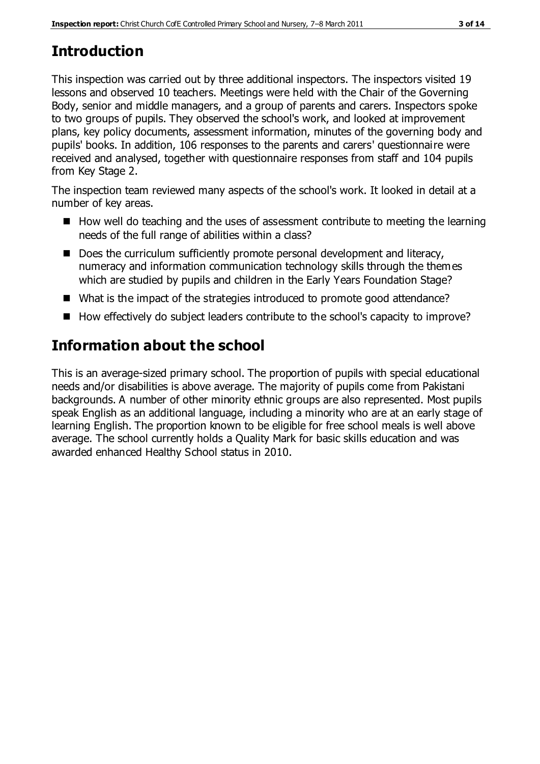## Introduction

This inspection was carried out by three additional inspectors. The inspectors visited 19 lessons and observed 10 teachers. Meetings were held with the Chair of the Governing Body, senior and middle managers, and a group of parents and carers. Inspectors spoke to two groups of pupils. They observed the school's work, and looked at improvement plans, key policy documents, assessment information, minutes of the governing body and pupils' books. In addition, 106 responses to the parents and carers' questionnaire were received and analysed, together with questionnaire responses from staff and 104 pupils from Key Stage 2.

The inspection team reviewed many aspects of the school's work. It looked in detail at a number of key areas.

- How well do teaching and the uses of assessment contribute to meeting the learning needs of the full range of abilities within a class?
- Does the curriculum sufficiently promote personal development and literacy, numeracy and information communication technology skills through the themes which are studied by pupils and children in the Early Years Foundation Stage?
- What is the impact of the strategies introduced to promote good attendance?
- How effectively do subject leaders contribute to the school's capacity to improve?

## Information about the school

This is an average-sized primary school. The proportion of pupils with special educational needs and/or disabilities is above average. The majority of pupils come from Pakistani backgrounds. A number of other minority ethnic groups are also represented. Most pupils speak English as an additional language, including a minority who are at an early stage of learning English. The proportion known to be eligible for free school meals is well above average. The school currently holds a Quality Mark for basic skills education and was awarded enhanced Healthy School status in 2010.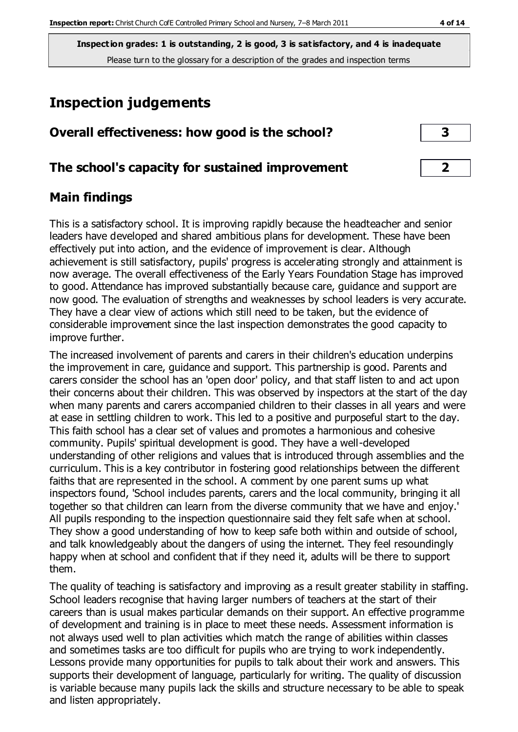**Inspection grades: 1 is outstanding, 2 is good, 3 is satisfactory, and 4 is inadequate**
Please turn to the glossary for a description of the grades and inspection terms

# Inspection judgements

## Overall effectiveness: how good is the school? | 3

## The school's capacity for sustained improvement | 2

## Main findings

This is a satisfactory school. It is improving rapidly because the headteacher and senior leaders have developed and shared ambitious plans for development. These have been effectively put into action, and the evidence of improvement is clear. Although achievement is still satisfactory, pupils' progress is accelerating strongly and attainment is now average. The overall effectiveness of the Early Years Foundation Stage has improved to good. Attendance has improved substantially because care, guidance and support are now good. The evaluation of strengths and weaknesses by school leaders is very accurate. They have a clear view of actions which still need to be taken, but the evidence of considerable improvement since the last inspection demonstrates the good capacity to improve further.

The increased involvement of parents and carers in their children's education underpins the improvement in care, guidance and support. This partnership is good. Parents and carers consider the school has an 'open door' policy, and that staff listen to and act upon their concerns about their children. This was observed by inspectors at the start of the day when many parents and carers accompanied children to their classes in all years and were at ease in settling children to work. This led to a positive and purposeful start to the day. This faith school has a clear set of values and promotes a harmonious and cohesive community. Pupils' spiritual development is good. They have a well-developed understanding of other religions and values that is introduced through assemblies and the curriculum. This is a key contributor in fostering good relationships between the different faiths that are represented in the school. A comment by one parent sums up what inspectors found, 'School includes parents, carers and the local community, bringing it all together so that children can learn from the diverse community that we have and enjoy.' All pupils responding to the inspection questionnaire said they felt safe when at school. They show a good understanding of how to keep safe both within and outside of school, and talk knowledgeably about the dangers of using the internet. They feel resoundingly happy when at school and confident that if they need it, adults will be there to support them.

The quality of teaching is satisfactory and improving as a result greater stability in staffing. School leaders recognise that having larger numbers of teachers at the start of their careers than is usual makes particular demands on their support. An effective programme of development and training is in place to meet these needs. Assessment information is not always used well to plan activities which match the range of abilities within classes and sometimes tasks are too difficult for pupils who are trying to work independently. Lessons provide many opportunities for pupils to talk about their work and answers. This supports their development of language, particularly for writing. The quality of discussion is variable because many pupils lack the skills and structure necessary to be able to speak and listen appropriately.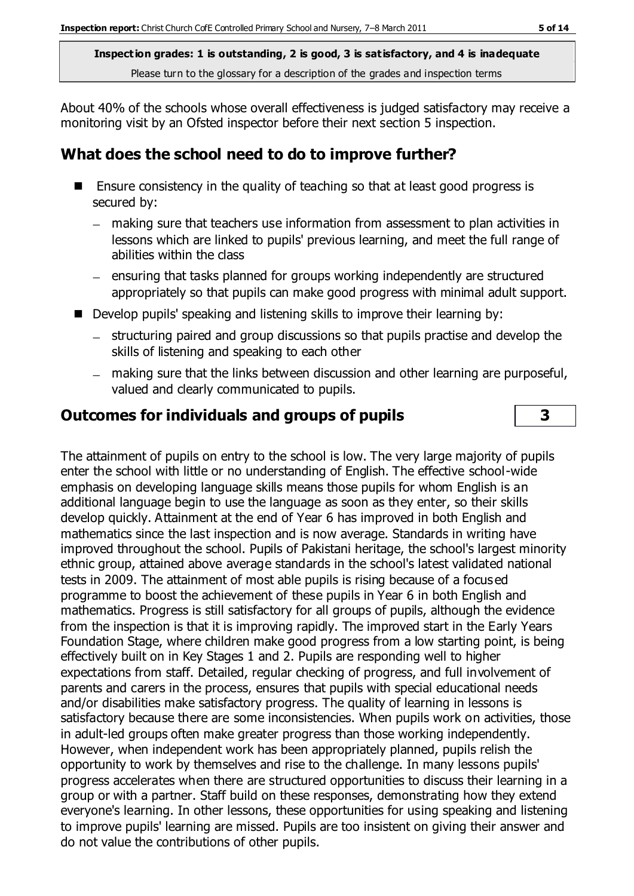About 40% of the schools whose overall effectiveness is judged satisfactory may receive a monitoring visit by an Ofsted inspector before their next section 5 inspection.

## What does the school need to do to improve further?

- Ensure consistency in the quality of teaching so that at least good progress is secured by:
  - making sure that teachers use information from assessment to plan activities in lessons which are linked to pupils' previous learning, and meet the full range of abilities within the class
  - ensuring that tasks planned for groups working independently are structured appropriately so that pupils can make good progress with minimal adult support.
- Develop pupils' speaking and listening skills to improve their learning by:
  - structuring paired and group discussions so that pupils practise and develop the skills of listening and speaking to each other
  - making sure that the links between discussion and other learning are purposeful, valued and clearly communicated to pupils.

## Outcomes for individuals and groups of pupils — 3

The attainment of pupils on entry to the school is low. The very large majority of pupils enter the school with little or no understanding of English. The effective school-wide emphasis on developing language skills means those pupils for whom English is an additional language begin to use the language as soon as they enter, so their skills develop quickly. Attainment at the end of Year 6 has improved in both English and mathematics since the last inspection and is now average. Standards in writing have improved throughout the school. Pupils of Pakistani heritage, the school's largest minority ethnic group, attained above average standards in the school's latest validated national tests in 2009. The attainment of most able pupils is rising because of a focused programme to boost the achievement of these pupils in Year 6 in both English and mathematics. Progress is still satisfactory for all groups of pupils, although the evidence from the inspection is that it is improving rapidly. The improved start in the Early Years Foundation Stage, where children make good progress from a low starting point, is being effectively built on in Key Stages 1 and 2. Pupils are responding well to higher expectations from staff. Detailed, regular checking of progress, and full involvement of parents and carers in the process, ensures that pupils with special educational needs and/or disabilities make satisfactory progress. The quality of learning in lessons is satisfactory because there are some inconsistencies. When pupils work on activities, those in adult-led groups often make greater progress than those working independently. However, when independent work has been appropriately planned, pupils relish the opportunity to work by themselves and rise to the challenge. In many lessons pupils' progress accelerates when there are structured opportunities to discuss their learning in a group or with a partner. Staff build on these responses, demonstrating how they extend everyone's learning. In other lessons, these opportunities for using speaking and listening to improve pupils' learning are missed. Pupils are too insistent on giving their answer and do not value the contributions of other pupils.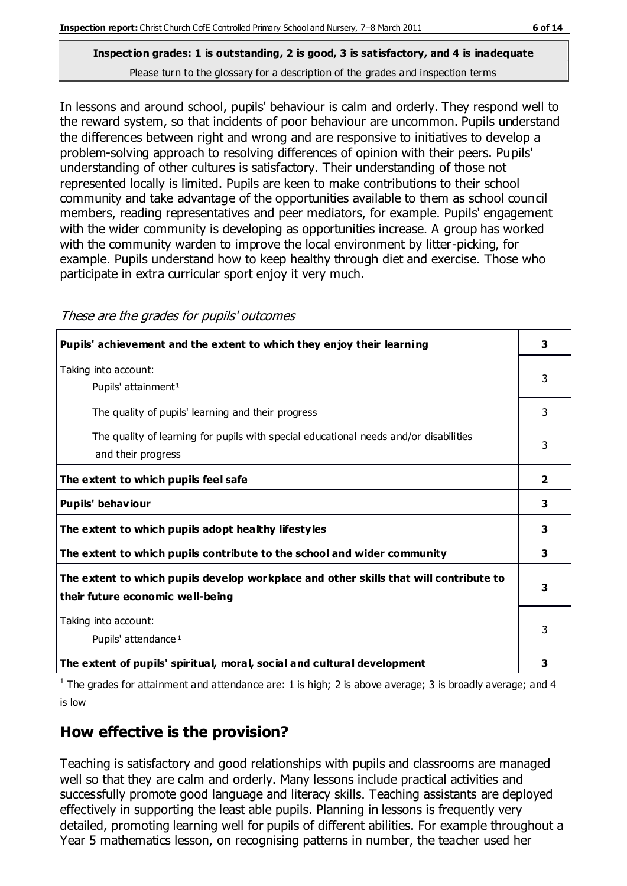**Inspection grades: 1 is outstanding, 2 is good, 3 is satisfactory, and 4 is inadequate**
Please turn to the glossary for a description of the grades and inspection terms

In lessons and around school, pupils' behaviour is calm and orderly. They respond well to the reward system, so that incidents of poor behaviour are uncommon. Pupils understand the differences between right and wrong and are responsive to initiatives to develop a problem-solving approach to resolving differences of opinion with their peers. Pupils' understanding of other cultures is satisfactory. Their understanding of those not represented locally is limited. Pupils are keen to make contributions to their school community and take advantage of the opportunities available to them as school council members, reading representatives and peer mediators, for example. Pupils' engagement with the wider community is developing as opportunities increase. A group has worked with the community warden to improve the local environment by litter-picking, for example. Pupils understand how to keep healthy through diet and exercise. Those who participate in extra curricular sport enjoy it very much.

*These are the grades for pupils' outcomes*

| | |
|---|---|
| **Pupils' achievement and the extent to which they enjoy their learning** | **3** |
| Taking into account: Pupils' attainment[1] | 3 |
| The quality of pupils' learning and their progress | 3 |
| The quality of learning for pupils with special educational needs and/or disabilities and their progress | 3 |
| **The extent to which pupils feel safe** | **2** |
| **Pupils' behaviour** | **3** |
| **The extent to which pupils adopt healthy lifestyles** | **3** |
| **The extent to which pupils contribute to the school and wider community** | **3** |
| **The extent to which pupils develop workplace and other skills that will contribute to their future economic well-being** | **3** |
| Taking into account: Pupils' attendance[1] | 3 |
| **The extent of pupils' spiritual, moral, social and cultural development** | **3** |

[1] The grades for attainment and attendance are: 1 is high; 2 is above average; 3 is broadly average; and 4 is low

## How effective is the provision?

Teaching is satisfactory and good relationships with pupils and classrooms are managed well so that they are calm and orderly. Many lessons include practical activities and successfully promote good language and literacy skills. Teaching assistants are deployed effectively in supporting the least able pupils. Planning in lessons is frequently very detailed, promoting learning well for pupils of different abilities. For example throughout a Year 5 mathematics lesson, on recognising patterns in number, the teacher used her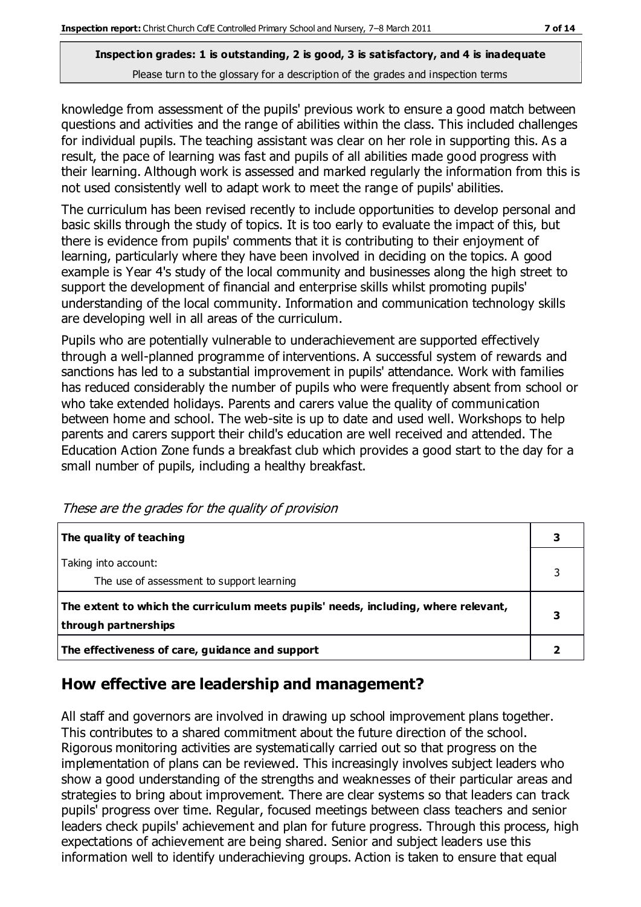knowledge from assessment of the pupils' previous work to ensure a good match between questions and activities and the range of abilities within the class. This included challenges for individual pupils. The teaching assistant was clear on her role in supporting this. As a result, the pace of learning was fast and pupils of all abilities made good progress with their learning. Although work is assessed and marked regularly the information from this is not used consistently well to adapt work to meet the range of pupils' abilities.

The curriculum has been revised recently to include opportunities to develop personal and basic skills through the study of topics. It is too early to evaluate the impact of this, but there is evidence from pupils' comments that it is contributing to their enjoyment of learning, particularly where they have been involved in deciding on the topics. A good example is Year 4's study of the local community and businesses along the high street to support the development of financial and enterprise skills whilst promoting pupils' understanding of the local community. Information and communication technology skills are developing well in all areas of the curriculum.

Pupils who are potentially vulnerable to underachievement are supported effectively through a well-planned programme of interventions. A successful system of rewards and sanctions has led to a substantial improvement in pupils' attendance. Work with families has reduced considerably the number of pupils who were frequently absent from school or who take extended holidays. Parents and carers value the quality of communication between home and school. The web-site is up to date and used well. Workshops to help parents and carers support their child's education are well received and attended. The Education Action Zone funds a breakfast club which provides a good start to the day for a small number of pupils, including a healthy breakfast.

*These are the grades for the quality of provision*

| | |
|---|---|
| **The quality of teaching** | **3** |
| Taking into account:<br>The use of assessment to support learning | 3 |
| **The extent to which the curriculum meets pupils' needs, including, where relevant, through partnerships** | **3** |
| **The effectiveness of care, guidance and support** | **2** |

## How effective are leadership and management?

All staff and governors are involved in drawing up school improvement plans together. This contributes to a shared commitment about the future direction of the school. Rigorous monitoring activities are systematically carried out so that progress on the implementation of plans can be reviewed. This increasingly involves subject leaders who show a good understanding of the strengths and weaknesses of their particular areas and strategies to bring about improvement. There are clear systems so that leaders can track pupils' progress over time. Regular, focused meetings between class teachers and senior leaders check pupils' achievement and plan for future progress. Through this process, high expectations of achievement are being shared. Senior and subject leaders use this information well to identify underachieving groups. Action is taken to ensure that equal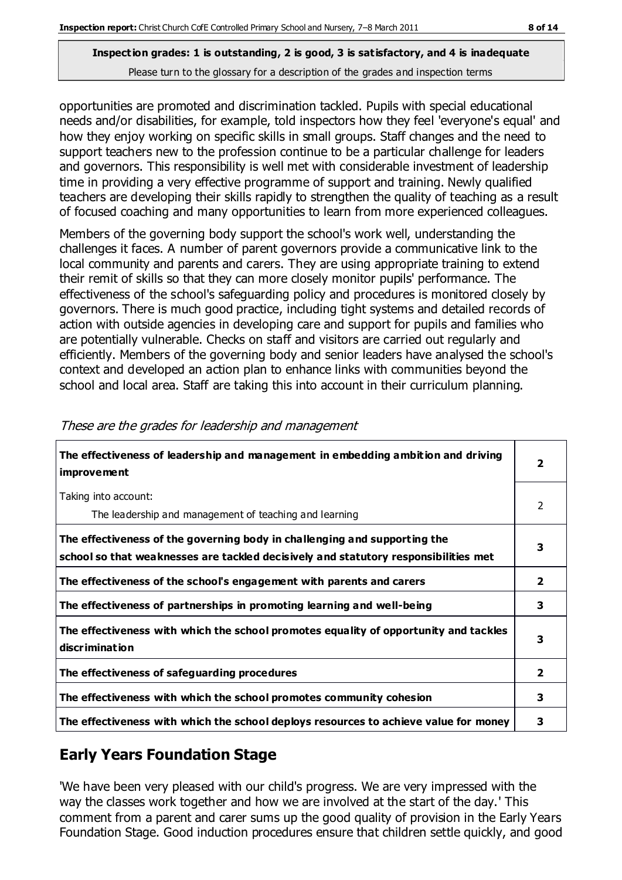opportunities are promoted and discrimination tackled. Pupils with special educational needs and/or disabilities, for example, told inspectors how they feel 'everyone's equal' and how they enjoy working on specific skills in small groups. Staff changes and the need to support teachers new to the profession continue to be a particular challenge for leaders and governors. This responsibility is well met with considerable investment of leadership time in providing a very effective programme of support and training. Newly qualified teachers are developing their skills rapidly to strengthen the quality of teaching as a result of focused coaching and many opportunities to learn from more experienced colleagues.

Members of the governing body support the school's work well, understanding the challenges it faces. A number of parent governors provide a communicative link to the local community and parents and carers. They are using appropriate training to extend their remit of skills so that they can more closely monitor pupils' performance. The effectiveness of the school's safeguarding policy and procedures is monitored closely by governors. There is much good practice, including tight systems and detailed records of action with outside agencies in developing care and support for pupils and families who are potentially vulnerable. Checks on staff and visitors are carried out regularly and efficiently. Members of the governing body and senior leaders have analysed the school's context and developed an action plan to enhance links with communities beyond the school and local area. Staff are taking this into account in their curriculum planning.

*These are the grades for leadership and management*

| | |
|---|---|
| **The effectiveness of leadership and management in embedding ambition and driving improvement** | **2** |
| Taking into account: The leadership and management of teaching and learning | 2 |
| **The effectiveness of the governing body in challenging and supporting the school so that weaknesses are tackled decisively and statutory responsibilities met** | **3** |
| **The effectiveness of the school's engagement with parents and carers** | **2** |
| **The effectiveness of partnerships in promoting learning and well-being** | **3** |
| **The effectiveness with which the school promotes equality of opportunity and tackles discrimination** | **3** |
| **The effectiveness of safeguarding procedures** | **2** |
| **The effectiveness with which the school promotes community cohesion** | **3** |
| **The effectiveness with which the school deploys resources to achieve value for money** | **3** |

## Early Years Foundation Stage

'We have been very pleased with our child's progress. We are very impressed with the way the classes work together and how we are involved at the start of the day.' This comment from a parent and carer sums up the good quality of provision in the Early Years Foundation Stage. Good induction procedures ensure that children settle quickly, and good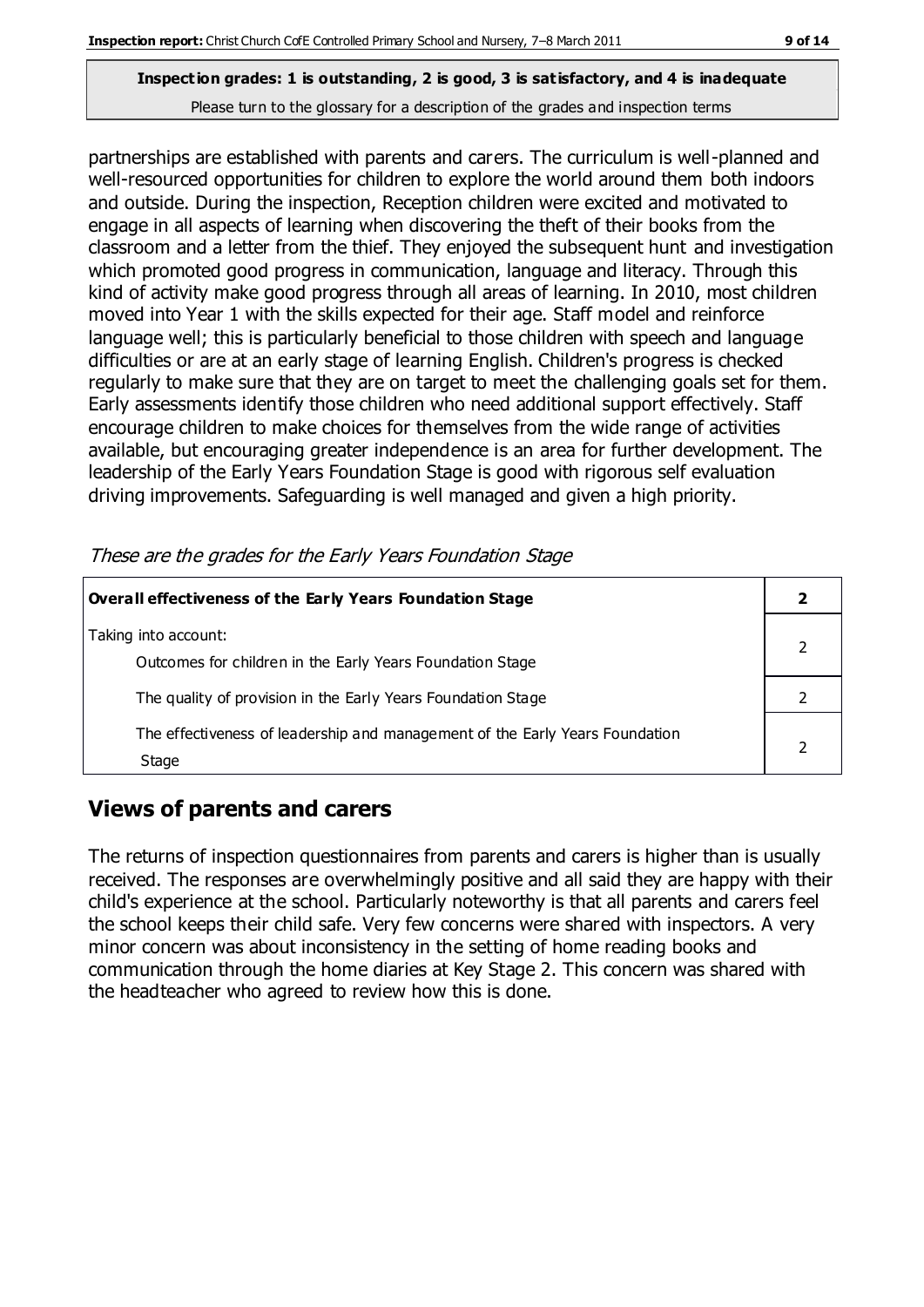**Inspection grades: 1 is outstanding, 2 is good, 3 is satisfactory, and 4 is inadequate**
Please turn to the glossary for a description of the grades and inspection terms

partnerships are established with parents and carers. The curriculum is well-planned and well-resourced opportunities for children to explore the world around them both indoors and outside. During the inspection, Reception children were excited and motivated to engage in all aspects of learning when discovering the theft of their books from the classroom and a letter from the thief. They enjoyed the subsequent hunt and investigation which promoted good progress in communication, language and literacy. Through this kind of activity make good progress through all areas of learning. In 2010, most children moved into Year 1 with the skills expected for their age. Staff model and reinforce language well; this is particularly beneficial to those children with speech and language difficulties or are at an early stage of learning English. Children's progress is checked regularly to make sure that they are on target to meet the challenging goals set for them. Early assessments identify those children who need additional support effectively. Staff encourage children to make choices for themselves from the wide range of activities available, but encouraging greater independence is an area for further development. The leadership of the Early Years Foundation Stage is good with rigorous self evaluation driving improvements. Safeguarding is well managed and given a high priority.

*These are the grades for the Early Years Foundation Stage*

| **Overall effectiveness of the Early Years Foundation Stage** | **2** |
|---|---|
| Taking into account:<br>Outcomes for children in the Early Years Foundation Stage | 2 |
| The quality of provision in the Early Years Foundation Stage | 2 |
| The effectiveness of leadership and management of the Early Years Foundation Stage | 2 |

## Views of parents and carers

The returns of inspection questionnaires from parents and carers is higher than is usually received. The responses are overwhelmingly positive and all said they are happy with their child's experience at the school. Particularly noteworthy is that all parents and carers feel the school keeps their child safe. Very few concerns were shared with inspectors. A very minor concern was about inconsistency in the setting of home reading books and communication through the home diaries at Key Stage 2. This concern was shared with the headteacher who agreed to review how this is done.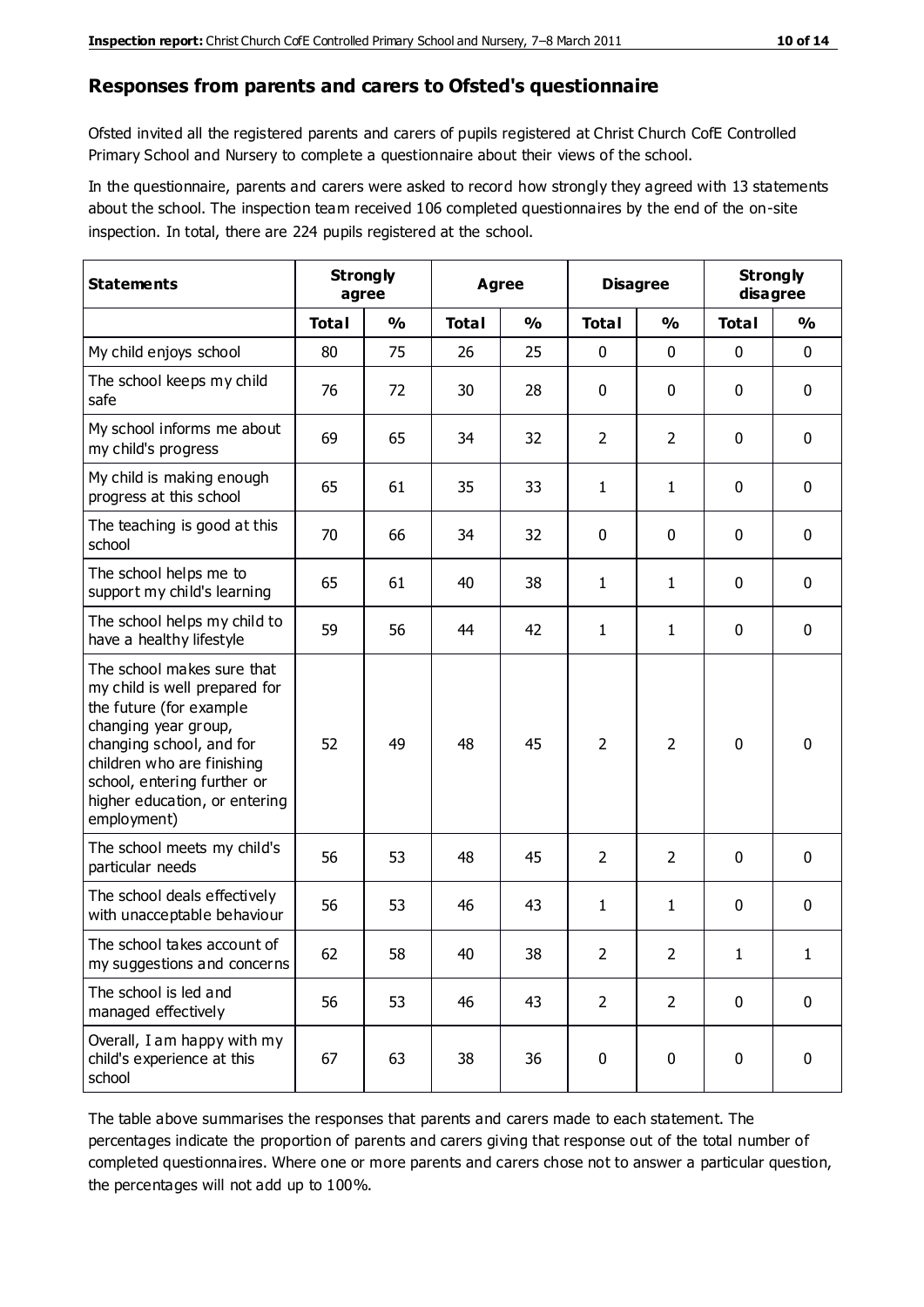## Responses from parents and carers to Ofsted's questionnaire

Ofsted invited all the registered parents and carers of pupils registered at Christ Church CofE Controlled Primary School and Nursery to complete a questionnaire about their views of the school.

In the questionnaire, parents and carers were asked to record how strongly they agreed with 13 statements about the school. The inspection team received 106 completed questionnaires by the end of the on-site inspection. In total, there are 224 pupils registered at the school.

| Statements | Strongly agree | | Agree | | Disagree | | Strongly disagree | |
|---|---|---|---|---|---|---|---|---|
| | Total | % | Total | % | Total | % | Total | % |
| My child enjoys school | 80 | 75 | 26 | 25 | 0 | 0 | 0 | 0 |
| The school keeps my child safe | 76 | 72 | 30 | 28 | 0 | 0 | 0 | 0 |
| My school informs me about my child's progress | 69 | 65 | 34 | 32 | 2 | 2 | 0 | 0 |
| My child is making enough progress at this school | 65 | 61 | 35 | 33 | 1 | 1 | 0 | 0 |
| The teaching is good at this school | 70 | 66 | 34 | 32 | 0 | 0 | 0 | 0 |
| The school helps me to support my child's learning | 65 | 61 | 40 | 38 | 1 | 1 | 0 | 0 |
| The school helps my child to have a healthy lifestyle | 59 | 56 | 44 | 42 | 1 | 1 | 0 | 0 |
| The school makes sure that my child is well prepared for the future (for example changing year group, changing school, and for children who are finishing school, entering further or higher education, or entering employment) | 52 | 49 | 48 | 45 | 2 | 2 | 0 | 0 |
| The school meets my child's particular needs | 56 | 53 | 48 | 45 | 2 | 2 | 0 | 0 |
| The school deals effectively with unacceptable behaviour | 56 | 53 | 46 | 43 | 1 | 1 | 0 | 0 |
| The school takes account of my suggestions and concerns | 62 | 58 | 40 | 38 | 2 | 2 | 1 | 1 |
| The school is led and managed effectively | 56 | 53 | 46 | 43 | 2 | 2 | 0 | 0 |
| Overall, I am happy with my child's experience at this school | 67 | 63 | 38 | 36 | 0 | 0 | 0 | 0 |

The table above summarises the responses that parents and carers made to each statement. The percentages indicate the proportion of parents and carers giving that response out of the total number of completed questionnaires. Where one or more parents and carers chose not to answer a particular question, the percentages will not add up to 100%.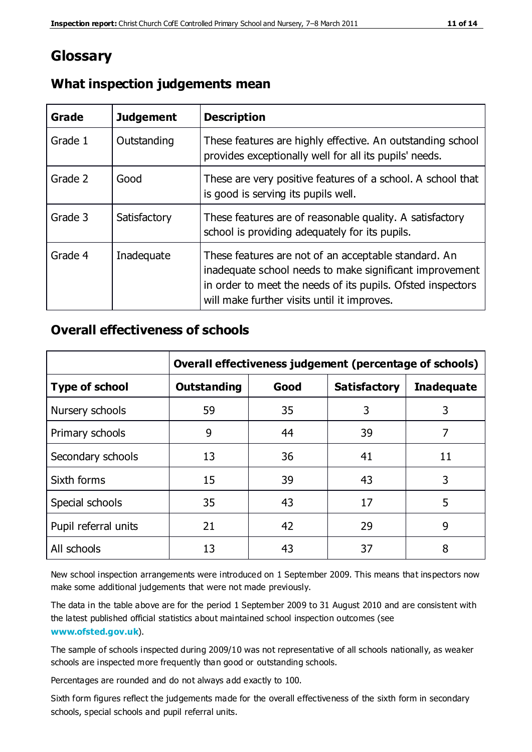# Glossary

## What inspection judgements mean

| Grade | Judgement | Description |
|---|---|---|
| Grade 1 | Outstanding | These features are highly effective. An outstanding school provides exceptionally well for all its pupils' needs. |
| Grade 2 | Good | These are very positive features of a school. A school that is good is serving its pupils well. |
| Grade 3 | Satisfactory | These features are of reasonable quality. A satisfactory school is providing adequately for its pupils. |
| Grade 4 | Inadequate | These features are not of an acceptable standard. An inadequate school needs to make significant improvement in order to meet the needs of its pupils. Ofsted inspectors will make further visits until it improves. |

## Overall effectiveness of schools

| | Overall effectiveness judgement (percentage of schools) | | | |
|---|---|---|---|---|
| **Type of school** | **Outstanding** | **Good** | **Satisfactory** | **Inadequate** |
| Nursery schools | 59 | 35 | 3 | 3 |
| Primary schools | 9 | 44 | 39 | 7 |
| Secondary schools | 13 | 36 | 41 | 11 |
| Sixth forms | 15 | 39 | 43 | 3 |
| Special schools | 35 | 43 | 17 | 5 |
| Pupil referral units | 21 | 42 | 29 | 9 |
| All schools | 13 | 43 | 37 | 8 |

New school inspection arrangements were introduced on 1 September 2009. This means that inspectors now make some additional judgements that were not made previously.

The data in the table above are for the period 1 September 2009 to 31 August 2010 and are consistent with the latest published official statistics about maintained school inspection outcomes (see **www.ofsted.gov.uk**).

The sample of schools inspected during 2009/10 was not representative of all schools nationally, as weaker schools are inspected more frequently than good or outstanding schools.

Percentages are rounded and do not always add exactly to 100.

Sixth form figures reflect the judgements made for the overall effectiveness of the sixth form in secondary schools, special schools and pupil referral units.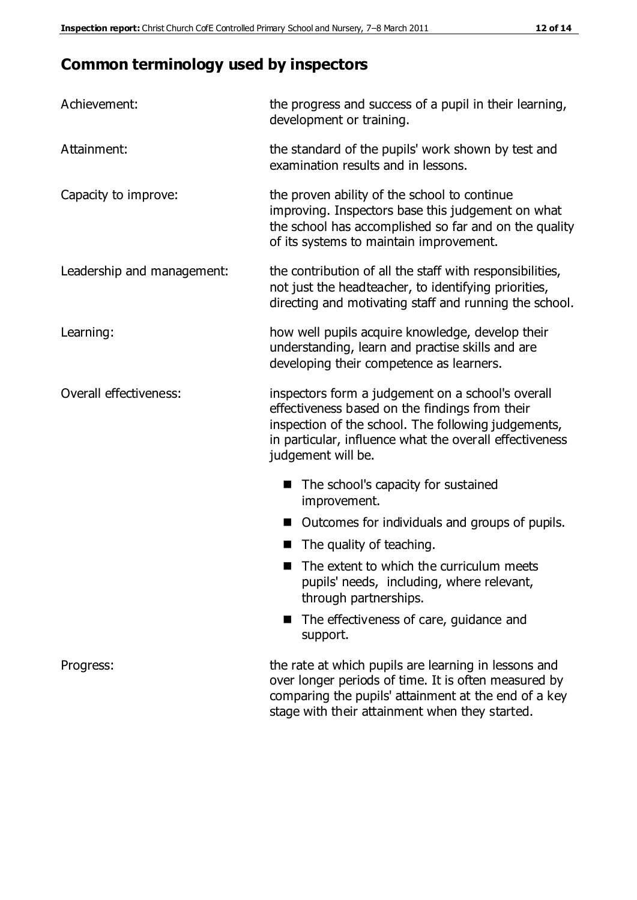## Common terminology used by inspectors

| | |
|---|---|
| Achievement: | the progress and success of a pupil in their learning, development or training. |
| Attainment: | the standard of the pupils' work shown by test and examination results and in lessons. |
| Capacity to improve: | the proven ability of the school to continue improving. Inspectors base this judgement on what the school has accomplished so far and on the quality of its systems to maintain improvement. |
| Leadership and management: | the contribution of all the staff with responsibilities, not just the headteacher, to identifying priorities, directing and motivating staff and running the school. |
| Learning: | how well pupils acquire knowledge, develop their understanding, learn and practise skills and are developing their competence as learners. |
| Overall effectiveness: | inspectors form a judgement on a school's overall effectiveness based on the findings from their inspection of the school. The following judgements, in particular, influence what the overall effectiveness judgement will be. |

- The school's capacity for sustained improvement.
- Outcomes for individuals and groups of pupils.
- The quality of teaching.
- The extent to which the curriculum meets pupils' needs, including, where relevant, through partnerships.
- The effectiveness of care, guidance and support.

| | |
|---|---|
| Progress: | the rate at which pupils are learning in lessons and over longer periods of time. It is often measured by comparing the pupils' attainment at the end of a key stage with their attainment when they started. |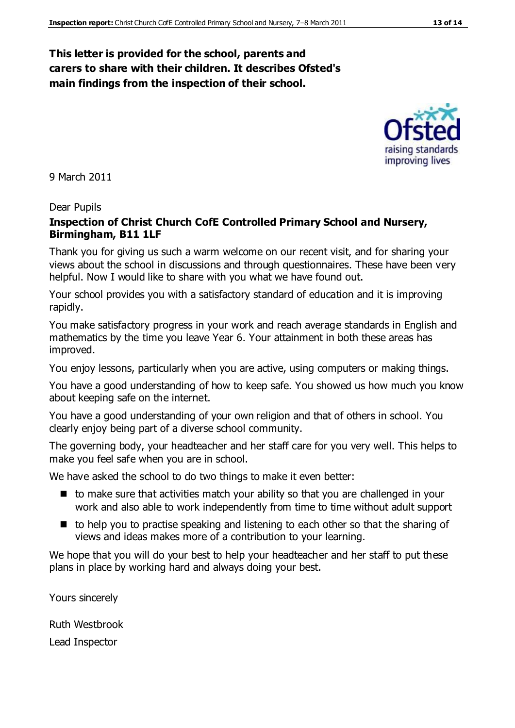**This letter is provided for the school, parents and carers to share with their children. It describes Ofsted's main findings from the inspection of their school.**

9 March 2011

Dear Pupils

**Inspection of Christ Church CofE Controlled Primary School and Nursery, Birmingham, B11 1LF**

Thank you for giving us such a warm welcome on our recent visit, and for sharing your views about the school in discussions and through questionnaires. These have been very helpful. Now I would like to share with you what we have found out.

Your school provides you with a satisfactory standard of education and it is improving rapidly.

You make satisfactory progress in your work and reach average standards in English and mathematics by the time you leave Year 6. Your attainment in both these areas has improved.

You enjoy lessons, particularly when you are active, using computers or making things.

You have a good understanding of how to keep safe. You showed us how much you know about keeping safe on the internet.

You have a good understanding of your own religion and that of others in school. You clearly enjoy being part of a diverse school community.

The governing body, your headteacher and her staff care for you very well. This helps to make you feel safe when you are in school.

We have asked the school to do two things to make it even better:

- to make sure that activities match your ability so that you are challenged in your work and also able to work independently from time to time without adult support
- to help you to practise speaking and listening to each other so that the sharing of views and ideas makes more of a contribution to your learning.

We hope that you will do your best to help your headteacher and her staff to put these plans in place by working hard and always doing your best.

Yours sincerely

Ruth Westbrook

Lead Inspector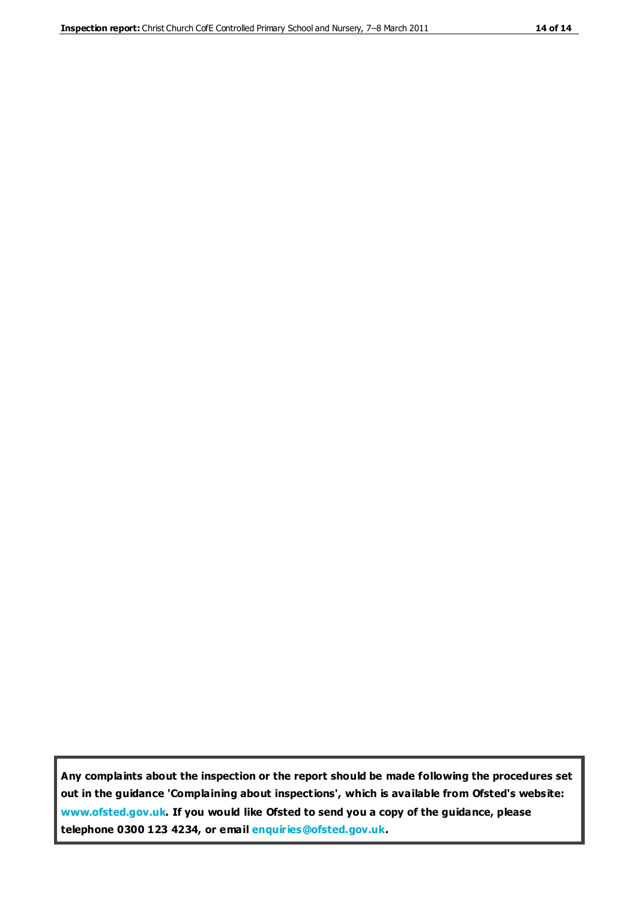**Any complaints about the inspection or the report should be made following the procedures set out in the guidance 'Complaining about inspections', which is available from Ofsted's website: www.ofsted.gov.uk. If you would like Ofsted to send you a copy of the guidance, please telephone 0300 123 4234, or email enquiries@ofsted.gov.uk.**